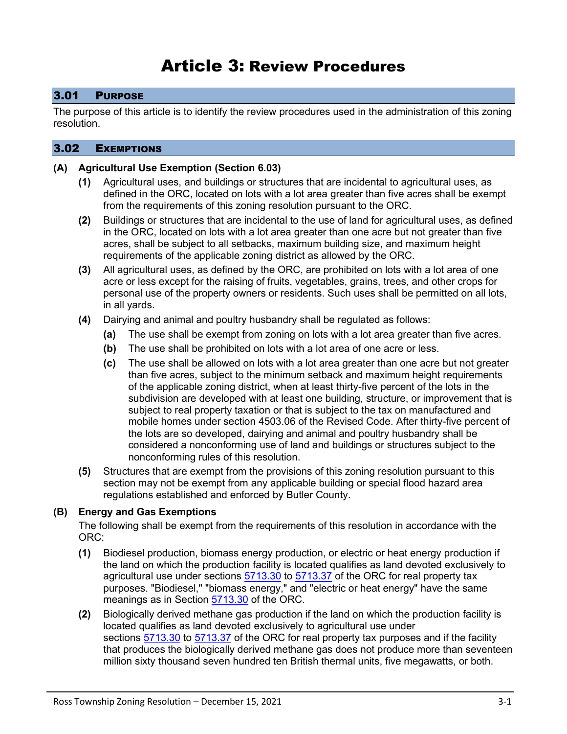# Article 3: Review Procedures

## 3.01 Purpose

The purpose of this article is to identify the review procedures used in the administration of this zoning resolution.

## 3.02 Exemptions

**(A) Agricultural Use Exemption (Section 6.03)**

- **(1)** Agricultural uses, and buildings or structures that are incidental to agricultural uses, as defined in the ORC, located on lots with a lot area greater than five acres shall be exempt from the requirements of this zoning resolution pursuant to the ORC.
- **(2)** Buildings or structures that are incidental to the use of land for agricultural uses, as defined in the ORC, located on lots with a lot area greater than one acre but not greater than five acres, shall be subject to all setbacks, maximum building size, and maximum height requirements of the applicable zoning district as allowed by the ORC.
- **(3)** All agricultural uses, as defined by the ORC, are prohibited on lots with a lot area of one acre or less except for the raising of fruits, vegetables, grains, trees, and other crops for personal use of the property owners or residents. Such uses shall be permitted on all lots, in all yards.
- **(4)** Dairying and animal and poultry husbandry shall be regulated as follows:
  - **(a)** The use shall be exempt from zoning on lots with a lot area greater than five acres.
  - **(b)** The use shall be prohibited on lots with a lot area of one acre or less.
  - **(c)** The use shall be allowed on lots with a lot area greater than one acre but not greater than five acres, subject to the minimum setback and maximum height requirements of the applicable zoning district, when at least thirty-five percent of the lots in the subdivision are developed with at least one building, structure, or improvement that is subject to real property taxation or that is subject to the tax on manufactured and mobile homes under section 4503.06 of the Revised Code. After thirty-five percent of the lots are so developed, dairying and animal and poultry husbandry shall be considered a nonconforming use of land and buildings or structures subject to the nonconforming rules of this resolution.
- **(5)** Structures that are exempt from the provisions of this zoning resolution pursuant to this section may not be exempt from any applicable building or special flood hazard area regulations established and enforced by Butler County.

**(B) Energy and Gas Exemptions**

The following shall be exempt from the requirements of this resolution in accordance with the ORC:

- **(1)** Biodiesel production, biomass energy production, or electric or heat energy production if the land on which the production facility is located qualifies as land devoted exclusively to agricultural use under sections 5713.30 to 5713.37 of the ORC for real property tax purposes. "Biodiesel," "biomass energy," and "electric or heat energy" have the same meanings as in Section 5713.30 of the ORC.
- **(2)** Biologically derived methane gas production if the land on which the production facility is located qualifies as land devoted exclusively to agricultural use under sections 5713.30 to 5713.37 of the ORC for real property tax purposes and if the facility that produces the biologically derived methane gas does not produce more than seventeen million sixty thousand seven hundred ten British thermal units, five megawatts, or both.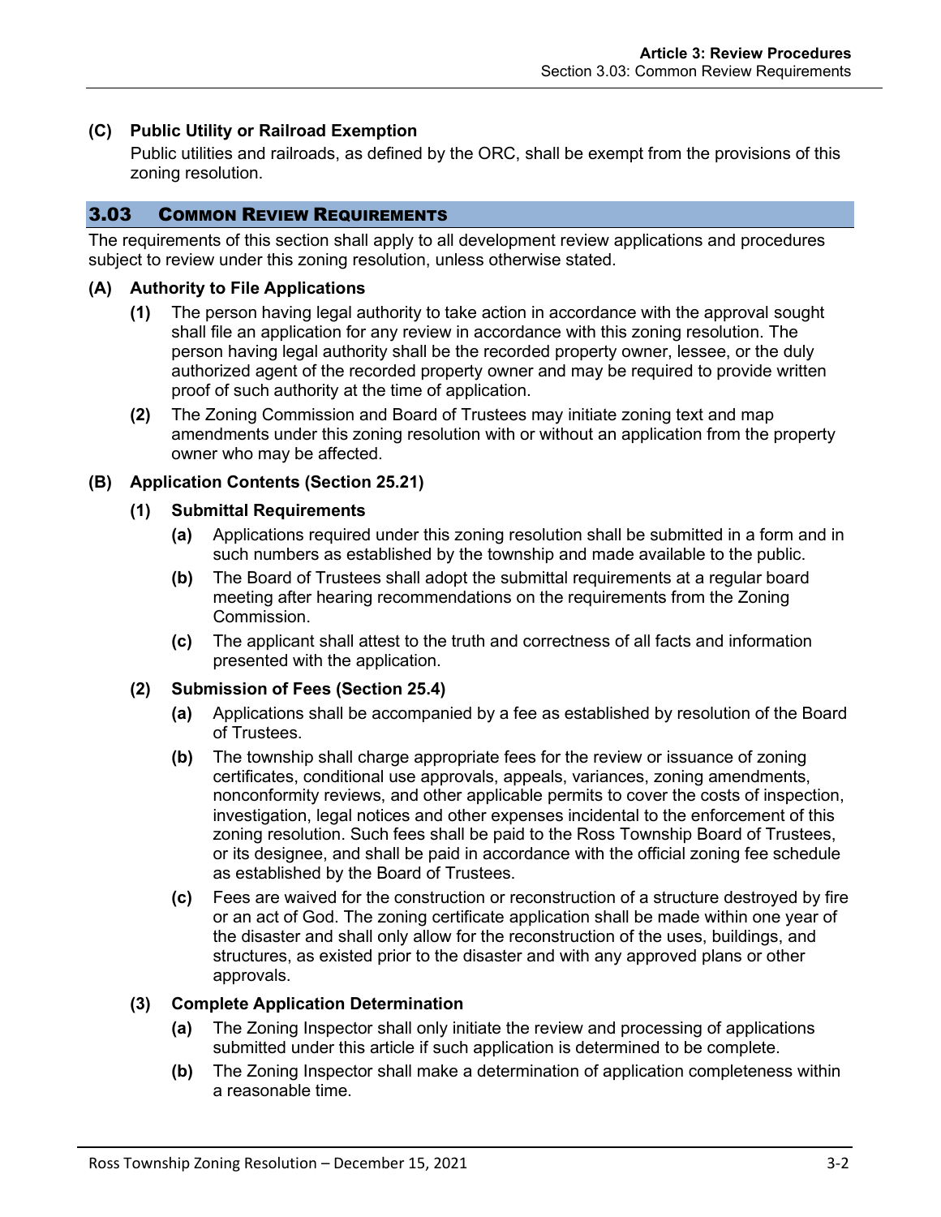### (C) Public Utility or Railroad Exemption

Public utilities and railroads, as defined by the ORC, shall be exempt from the provisions of this zoning resolution.

## 3.03 Common Review Requirements

The requirements of this section shall apply to all development review applications and procedures subject to review under this zoning resolution, unless otherwise stated.

### (A) Authority to File Applications

**(1)** The person having legal authority to take action in accordance with the approval sought shall file an application for any review in accordance with this zoning resolution. The person having legal authority shall be the recorded property owner, lessee, or the duly authorized agent of the recorded property owner and may be required to provide written proof of such authority at the time of application.

**(2)** The Zoning Commission and Board of Trustees may initiate zoning text and map amendments under this zoning resolution with or without an application from the property owner who may be affected.

### (B) Application Contents (Section 25.21)

#### (1) Submittal Requirements

**(a)** Applications required under this zoning resolution shall be submitted in a form and in such numbers as established by the township and made available to the public.

**(b)** The Board of Trustees shall adopt the submittal requirements at a regular board meeting after hearing recommendations on the requirements from the Zoning Commission.

**(c)** The applicant shall attest to the truth and correctness of all facts and information presented with the application.

#### (2) Submission of Fees (Section 25.4)

**(a)** Applications shall be accompanied by a fee as established by resolution of the Board of Trustees.

**(b)** The township shall charge appropriate fees for the review or issuance of zoning certificates, conditional use approvals, appeals, variances, zoning amendments, nonconformity reviews, and other applicable permits to cover the costs of inspection, investigation, legal notices and other expenses incidental to the enforcement of this zoning resolution. Such fees shall be paid to the Ross Township Board of Trustees, or its designee, and shall be paid in accordance with the official zoning fee schedule as established by the Board of Trustees.

**(c)** Fees are waived for the construction or reconstruction of a structure destroyed by fire or an act of God. The zoning certificate application shall be made within one year of the disaster and shall only allow for the reconstruction of the uses, buildings, and structures, as existed prior to the disaster and with any approved plans or other approvals.

#### (3) Complete Application Determination

**(a)** The Zoning Inspector shall only initiate the review and processing of applications submitted under this article if such application is determined to be complete.

**(b)** The Zoning Inspector shall make a determination of application completeness within a reasonable time.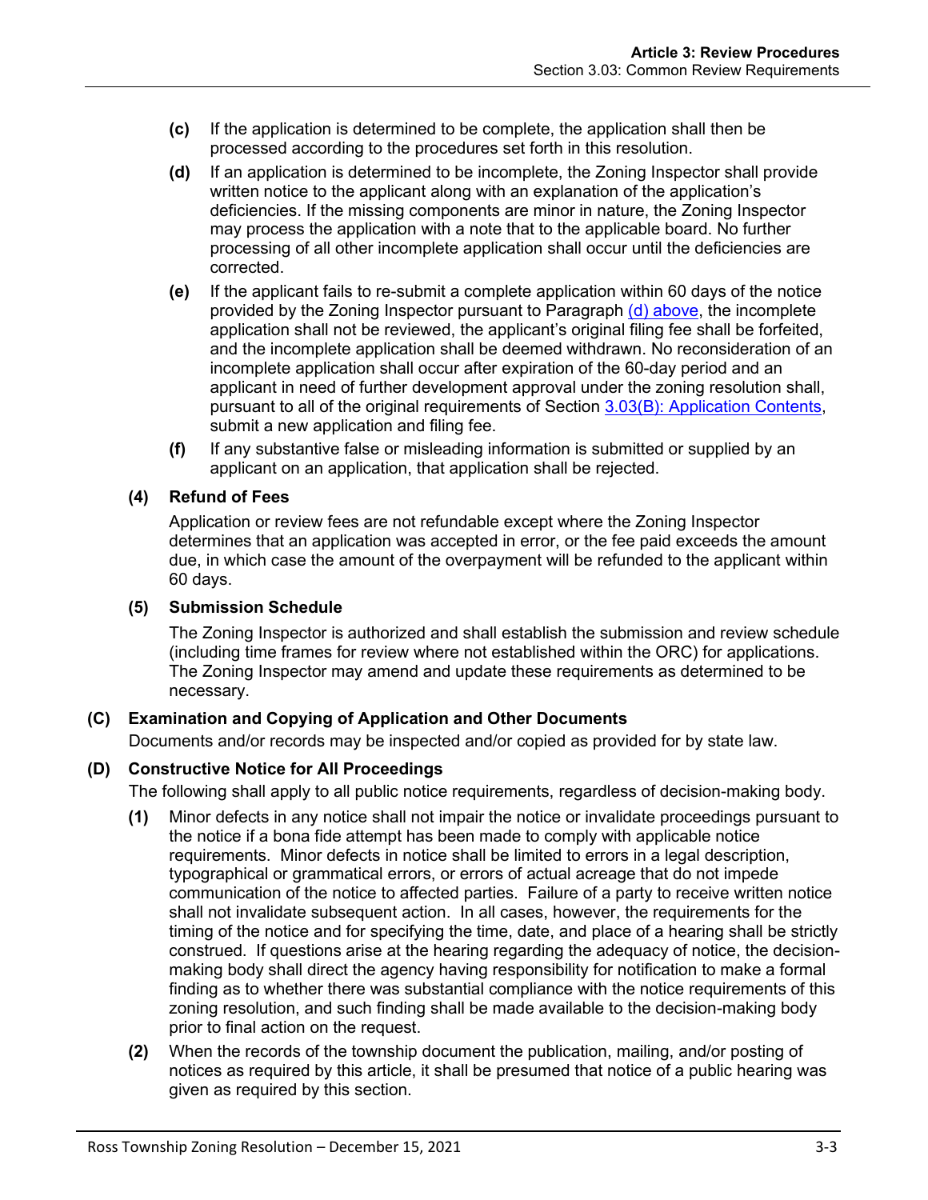**(c)** If the application is determined to be complete, the application shall then be processed according to the procedures set forth in this resolution.

**(d)** If an application is determined to be incomplete, the Zoning Inspector shall provide written notice to the applicant along with an explanation of the application's deficiencies. If the missing components are minor in nature, the Zoning Inspector may process the application with a note that to the applicable board. No further processing of all other incomplete application shall occur until the deficiencies are corrected.

**(e)** If the applicant fails to re-submit a complete application within 60 days of the notice provided by the Zoning Inspector pursuant to Paragraph (d) above, the incomplete application shall not be reviewed, the applicant's original filing fee shall be forfeited, and the incomplete application shall be deemed withdrawn. No reconsideration of an incomplete application shall occur after expiration of the 60-day period and an applicant in need of further development approval under the zoning resolution shall, pursuant to all of the original requirements of Section 3.03(B): Application Contents, submit a new application and filing fee.

**(f)** If any substantive false or misleading information is submitted or supplied by an applicant on an application, that application shall be rejected.

**(4) Refund of Fees**

Application or review fees are not refundable except where the Zoning Inspector determines that an application was accepted in error, or the fee paid exceeds the amount due, in which case the amount of the overpayment will be refunded to the applicant within 60 days.

**(5) Submission Schedule**

The Zoning Inspector is authorized and shall establish the submission and review schedule (including time frames for review where not established within the ORC) for applications. The Zoning Inspector may amend and update these requirements as determined to be necessary.

**(C) Examination and Copying of Application and Other Documents**

Documents and/or records may be inspected and/or copied as provided for by state law.

**(D) Constructive Notice for All Proceedings**

The following shall apply to all public notice requirements, regardless of decision-making body.

**(1)** Minor defects in any notice shall not impair the notice or invalidate proceedings pursuant to the notice if a bona fide attempt has been made to comply with applicable notice requirements. Minor defects in notice shall be limited to errors in a legal description, typographical or grammatical errors, or errors of actual acreage that do not impede communication of the notice to affected parties. Failure of a party to receive written notice shall not invalidate subsequent action. In all cases, however, the requirements for the timing of the notice and for specifying the time, date, and place of a hearing shall be strictly construed. If questions arise at the hearing regarding the adequacy of notice, the decision-making body shall direct the agency having responsibility for notification to make a formal finding as to whether there was substantial compliance with the notice requirements of this zoning resolution, and such finding shall be made available to the decision-making body prior to final action on the request.

**(2)** When the records of the township document the publication, mailing, and/or posting of notices as required by this article, it shall be presumed that notice of a public hearing was given as required by this section.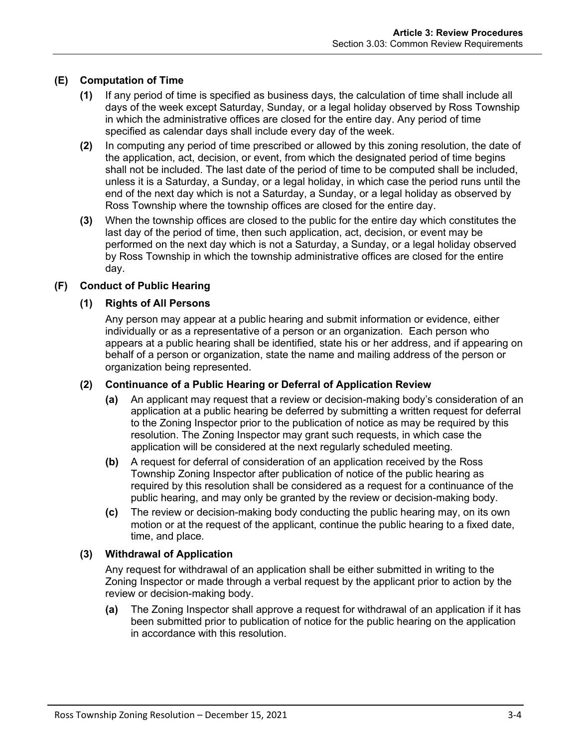### (E) Computation of Time

**(1)** If any period of time is specified as business days, the calculation of time shall include all days of the week except Saturday, Sunday, or a legal holiday observed by Ross Township in which the administrative offices are closed for the entire day. Any period of time specified as calendar days shall include every day of the week.

**(2)** In computing any period of time prescribed or allowed by this zoning resolution, the date of the application, act, decision, or event, from which the designated period of time begins shall not be included. The last date of the period of time to be computed shall be included, unless it is a Saturday, a Sunday, or a legal holiday, in which case the period runs until the end of the next day which is not a Saturday, a Sunday, or a legal holiday as observed by Ross Township where the township offices are closed for the entire day.

**(3)** When the township offices are closed to the public for the entire day which constitutes the last day of the period of time, then such application, act, decision, or event may be performed on the next day which is not a Saturday, a Sunday, or a legal holiday observed by Ross Township in which the township administrative offices are closed for the entire day.

### (F) Conduct of Public Hearing

#### (1) Rights of All Persons

Any person may appear at a public hearing and submit information or evidence, either individually or as a representative of a person or an organization. Each person who appears at a public hearing shall be identified, state his or her address, and if appearing on behalf of a person or organization, state the name and mailing address of the person or organization being represented.

#### (2) Continuance of a Public Hearing or Deferral of Application Review

**(a)** An applicant may request that a review or decision-making body's consideration of an application at a public hearing be deferred by submitting a written request for deferral to the Zoning Inspector prior to the publication of notice as may be required by this resolution. The Zoning Inspector may grant such requests, in which case the application will be considered at the next regularly scheduled meeting.

**(b)** A request for deferral of consideration of an application received by the Ross Township Zoning Inspector after publication of notice of the public hearing as required by this resolution shall be considered as a request for a continuance of the public hearing, and may only be granted by the review or decision-making body.

**(c)** The review or decision-making body conducting the public hearing may, on its own motion or at the request of the applicant, continue the public hearing to a fixed date, time, and place.

#### (3) Withdrawal of Application

Any request for withdrawal of an application shall be either submitted in writing to the Zoning Inspector or made through a verbal request by the applicant prior to action by the review or decision-making body.

**(a)** The Zoning Inspector shall approve a request for withdrawal of an application if it has been submitted prior to publication of notice for the public hearing on the application in accordance with this resolution.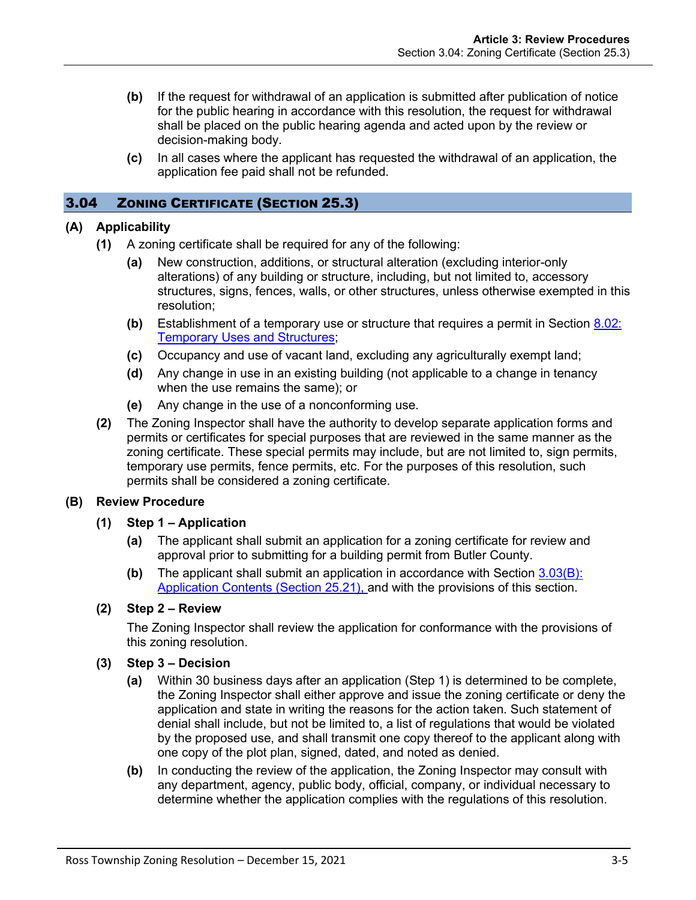**(b)** If the request for withdrawal of an application is submitted after publication of notice for the public hearing in accordance with this resolution, the request for withdrawal shall be placed on the public hearing agenda and acted upon by the review or decision-making body.

**(c)** In all cases where the applicant has requested the withdrawal of an application, the application fee paid shall not be refunded.

## 3.04 Zoning Certificate (Section 25.3)

### (A) Applicability

**(1)** A zoning certificate shall be required for any of the following:

- **(a)** New construction, additions, or structural alteration (excluding interior-only alterations) of any building or structure, including, but not limited to, accessory structures, signs, fences, walls, or other structures, unless otherwise exempted in this resolution;
- **(b)** Establishment of a temporary use or structure that requires a permit in Section 8.02: Temporary Uses and Structures;
- **(c)** Occupancy and use of vacant land, excluding any agriculturally exempt land;
- **(d)** Any change in use in an existing building (not applicable to a change in tenancy when the use remains the same); or
- **(e)** Any change in the use of a nonconforming use.

**(2)** The Zoning Inspector shall have the authority to develop separate application forms and permits or certificates for special purposes that are reviewed in the same manner as the zoning certificate. These special permits may include, but are not limited to, sign permits, temporary use permits, fence permits, etc. For the purposes of this resolution, such permits shall be considered a zoning certificate.

### (B) Review Procedure

**(1) Step 1 – Application**

- **(a)** The applicant shall submit an application for a zoning certificate for review and approval prior to submitting for a building permit from Butler County.
- **(b)** The applicant shall submit an application in accordance with Section 3.03(B): Application Contents (Section 25.21), and with the provisions of this section.

**(2) Step 2 – Review**

The Zoning Inspector shall review the application for conformance with the provisions of this zoning resolution.

**(3) Step 3 – Decision**

- **(a)** Within 30 business days after an application (Step 1) is determined to be complete, the Zoning Inspector shall either approve and issue the zoning certificate or deny the application and state in writing the reasons for the action taken. Such statement of denial shall include, but not be limited to, a list of regulations that would be violated by the proposed use, and shall transmit one copy thereof to the applicant along with one copy of the plot plan, signed, dated, and noted as denied.
- **(b)** In conducting the review of the application, the Zoning Inspector may consult with any department, agency, public body, official, company, or individual necessary to determine whether the application complies with the regulations of this resolution.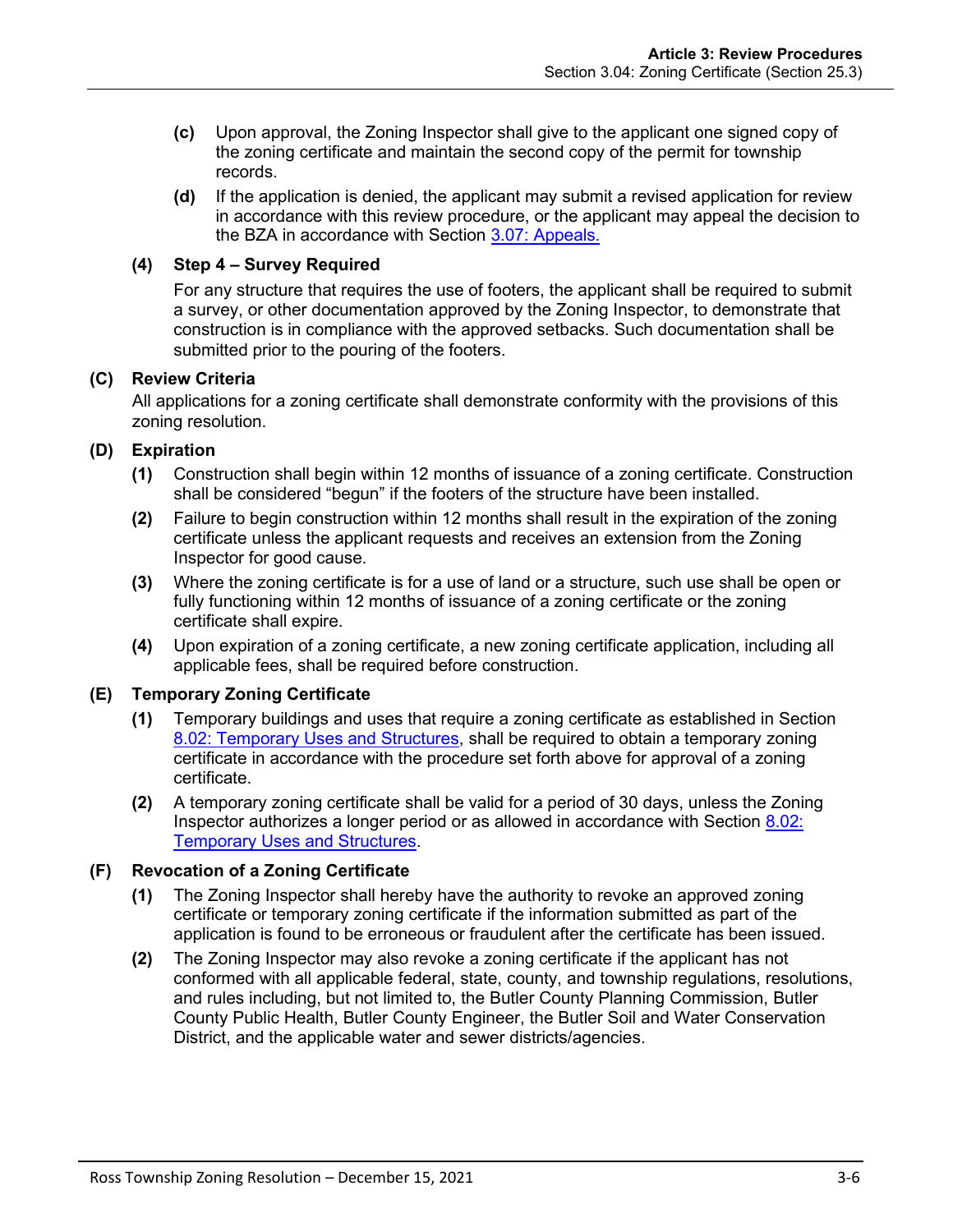**(c)** Upon approval, the Zoning Inspector shall give to the applicant one signed copy of the zoning certificate and maintain the second copy of the permit for township records.

**(d)** If the application is denied, the applicant may submit a revised application for review in accordance with this review procedure, or the applicant may appeal the decision to the BZA in accordance with Section 3.07: Appeals.

**(4) Step 4 – Survey Required**

For any structure that requires the use of footers, the applicant shall be required to submit a survey, or other documentation approved by the Zoning Inspector, to demonstrate that construction is in compliance with the approved setbacks. Such documentation shall be submitted prior to the pouring of the footers.

**(C) Review Criteria**

All applications for a zoning certificate shall demonstrate conformity with the provisions of this zoning resolution.

**(D) Expiration**

**(1)** Construction shall begin within 12 months of issuance of a zoning certificate. Construction shall be considered "begun" if the footers of the structure have been installed.

**(2)** Failure to begin construction within 12 months shall result in the expiration of the zoning certificate unless the applicant requests and receives an extension from the Zoning Inspector for good cause.

**(3)** Where the zoning certificate is for a use of land or a structure, such use shall be open or fully functioning within 12 months of issuance of a zoning certificate or the zoning certificate shall expire.

**(4)** Upon expiration of a zoning certificate, a new zoning certificate application, including all applicable fees, shall be required before construction.

**(E) Temporary Zoning Certificate**

**(1)** Temporary buildings and uses that require a zoning certificate as established in Section 8.02: Temporary Uses and Structures, shall be required to obtain a temporary zoning certificate in accordance with the procedure set forth above for approval of a zoning certificate.

**(2)** A temporary zoning certificate shall be valid for a period of 30 days, unless the Zoning Inspector authorizes a longer period or as allowed in accordance with Section 8.02: Temporary Uses and Structures.

**(F) Revocation of a Zoning Certificate**

**(1)** The Zoning Inspector shall hereby have the authority to revoke an approved zoning certificate or temporary zoning certificate if the information submitted as part of the application is found to be erroneous or fraudulent after the certificate has been issued.

**(2)** The Zoning Inspector may also revoke a zoning certificate if the applicant has not conformed with all applicable federal, state, county, and township regulations, resolutions, and rules including, but not limited to, the Butler County Planning Commission, Butler County Public Health, Butler County Engineer, the Butler Soil and Water Conservation District, and the applicable water and sewer districts/agencies.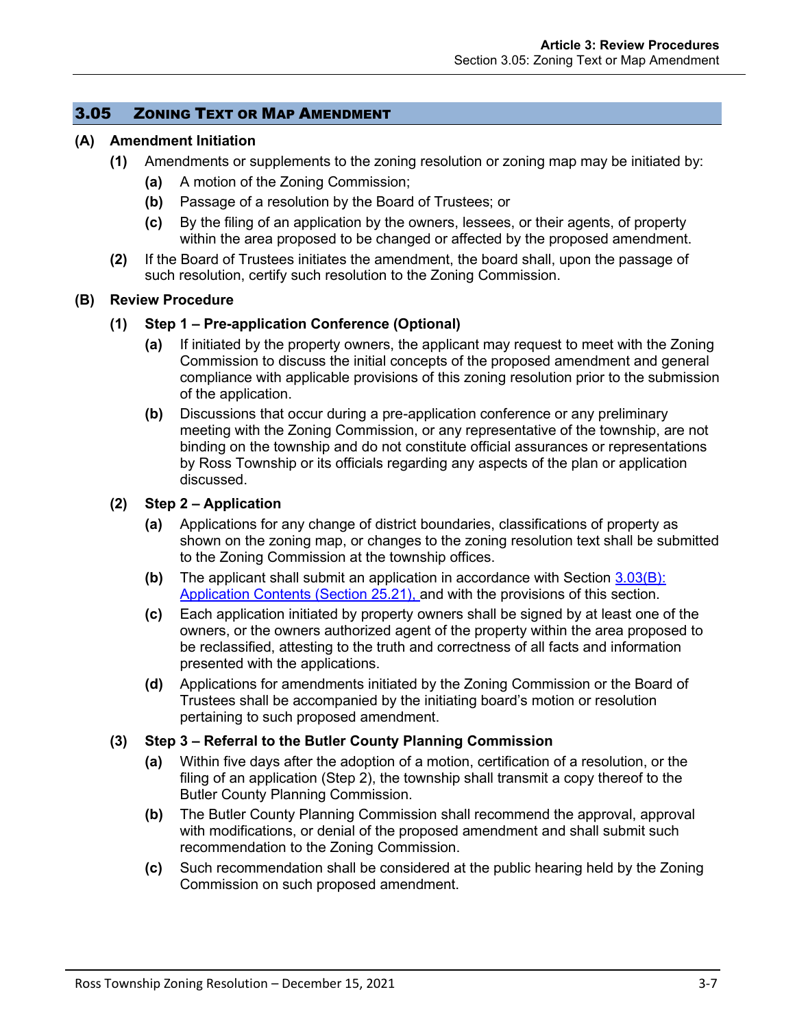## 3.05 Zoning Text or Map Amendment

### (A) Amendment Initiation

**(1)** Amendments or supplements to the zoning resolution or zoning map may be initiated by:

- **(a)** A motion of the Zoning Commission;
- **(b)** Passage of a resolution by the Board of Trustees; or
- **(c)** By the filing of an application by the owners, lessees, or their agents, of property within the area proposed to be changed or affected by the proposed amendment.

**(2)** If the Board of Trustees initiates the amendment, the board shall, upon the passage of such resolution, certify such resolution to the Zoning Commission.

### (B) Review Procedure

#### (1) Step 1 – Pre-application Conference (Optional)

- **(a)** If initiated by the property owners, the applicant may request to meet with the Zoning Commission to discuss the initial concepts of the proposed amendment and general compliance with applicable provisions of this zoning resolution prior to the submission of the application.
- **(b)** Discussions that occur during a pre-application conference or any preliminary meeting with the Zoning Commission, or any representative of the township, are not binding on the township and do not constitute official assurances or representations by Ross Township or its officials regarding any aspects of the plan or application discussed.

#### (2) Step 2 – Application

- **(a)** Applications for any change of district boundaries, classifications of property as shown on the zoning map, or changes to the zoning resolution text shall be submitted to the Zoning Commission at the township offices.
- **(b)** The applicant shall submit an application in accordance with Section 3.03(B): Application Contents (Section 25.21), and with the provisions of this section.
- **(c)** Each application initiated by property owners shall be signed by at least one of the owners, or the owners authorized agent of the property within the area proposed to be reclassified, attesting to the truth and correctness of all facts and information presented with the applications.
- **(d)** Applications for amendments initiated by the Zoning Commission or the Board of Trustees shall be accompanied by the initiating board's motion or resolution pertaining to such proposed amendment.

#### (3) Step 3 – Referral to the Butler County Planning Commission

- **(a)** Within five days after the adoption of a motion, certification of a resolution, or the filing of an application (Step 2), the township shall transmit a copy thereof to the Butler County Planning Commission.
- **(b)** The Butler County Planning Commission shall recommend the approval, approval with modifications, or denial of the proposed amendment and shall submit such recommendation to the Zoning Commission.
- **(c)** Such recommendation shall be considered at the public hearing held by the Zoning Commission on such proposed amendment.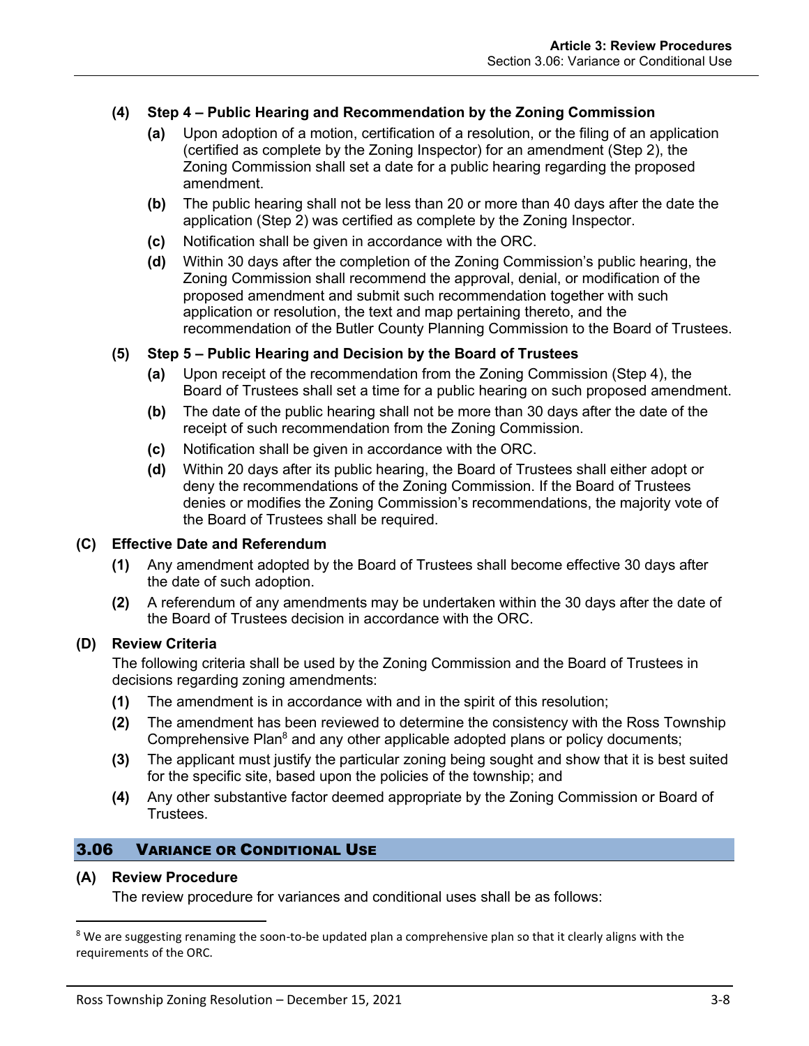**(4) Step 4 – Public Hearing and Recommendation by the Zoning Commission**

- **(a)** Upon adoption of a motion, certification of a resolution, or the filing of an application (certified as complete by the Zoning Inspector) for an amendment (Step 2), the Zoning Commission shall set a date for a public hearing regarding the proposed amendment.
- **(b)** The public hearing shall not be less than 20 or more than 40 days after the date the application (Step 2) was certified as complete by the Zoning Inspector.
- **(c)** Notification shall be given in accordance with the ORC.
- **(d)** Within 30 days after the completion of the Zoning Commission's public hearing, the Zoning Commission shall recommend the approval, denial, or modification of the proposed amendment and submit such recommendation together with such application or resolution, the text and map pertaining thereto, and the recommendation of the Butler County Planning Commission to the Board of Trustees.

**(5) Step 5 – Public Hearing and Decision by the Board of Trustees**

- **(a)** Upon receipt of the recommendation from the Zoning Commission (Step 4), the Board of Trustees shall set a time for a public hearing on such proposed amendment.
- **(b)** The date of the public hearing shall not be more than 30 days after the date of the receipt of such recommendation from the Zoning Commission.
- **(c)** Notification shall be given in accordance with the ORC.
- **(d)** Within 20 days after its public hearing, the Board of Trustees shall either adopt or deny the recommendations of the Zoning Commission. If the Board of Trustees denies or modifies the Zoning Commission's recommendations, the majority vote of the Board of Trustees shall be required.

**(C) Effective Date and Referendum**

- **(1)** Any amendment adopted by the Board of Trustees shall become effective 30 days after the date of such adoption.
- **(2)** A referendum of any amendments may be undertaken within the 30 days after the date of the Board of Trustees decision in accordance with the ORC.

**(D) Review Criteria**

The following criteria shall be used by the Zoning Commission and the Board of Trustees in decisions regarding zoning amendments:

- **(1)** The amendment is in accordance with and in the spirit of this resolution;
- **(2)** The amendment has been reviewed to determine the consistency with the Ross Township Comprehensive Plan[8] and any other applicable adopted plans or policy documents;
- **(3)** The applicant must justify the particular zoning being sought and show that it is best suited for the specific site, based upon the policies of the township; and
- **(4)** Any other substantive factor deemed appropriate by the Zoning Commission or Board of Trustees.

## 3.06 Variance or Conditional Use

**(A) Review Procedure**

The review procedure for variances and conditional uses shall be as follows:

[8] We are suggesting renaming the soon-to-be updated plan a comprehensive plan so that it clearly aligns with the requirements of the ORC.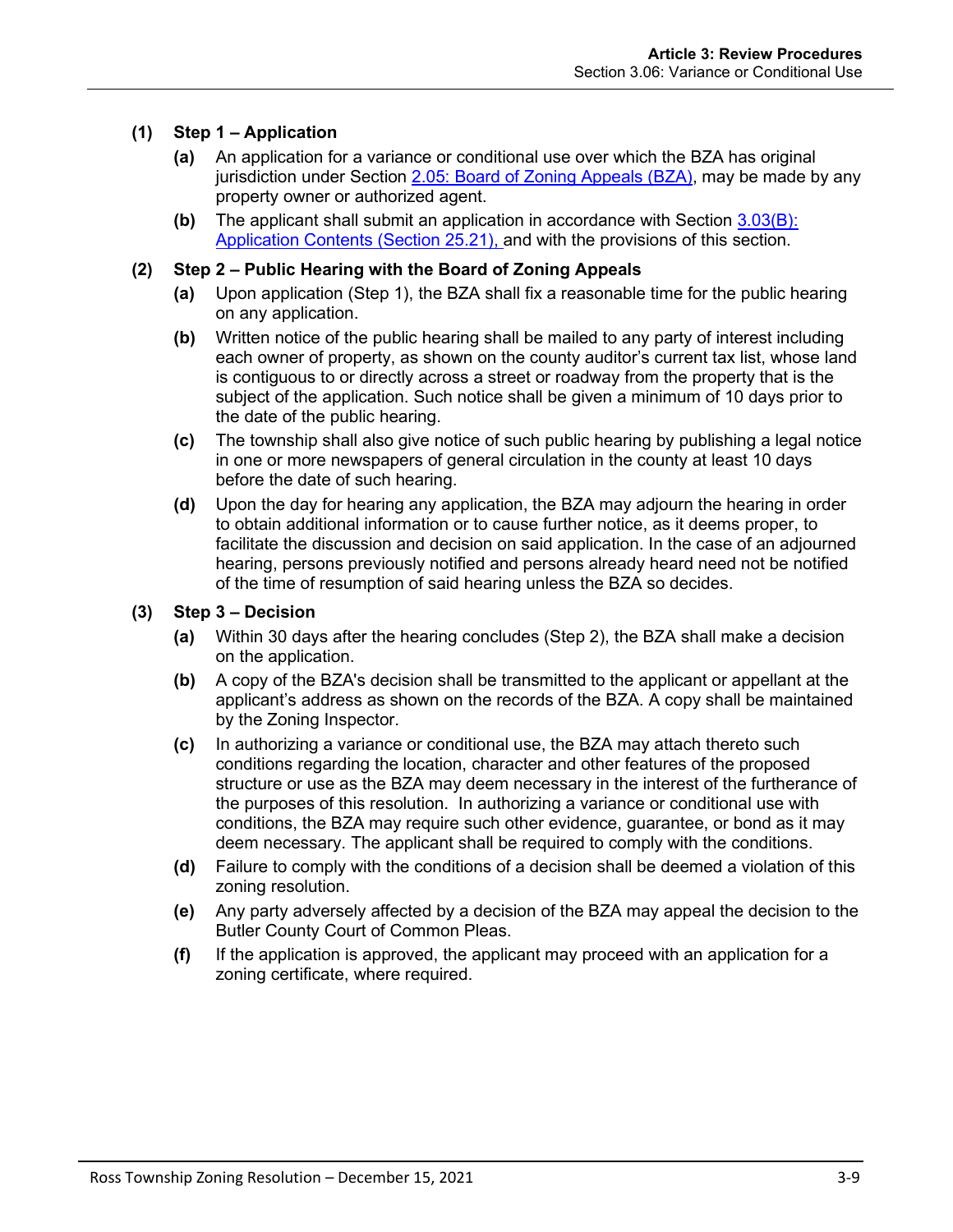**(1) Step 1 – Application**

- **(a)** An application for a variance or conditional use over which the BZA has original jurisdiction under Section 2.05: Board of Zoning Appeals (BZA), may be made by any property owner or authorized agent.
- **(b)** The applicant shall submit an application in accordance with Section 3.03(B): Application Contents (Section 25.21), and with the provisions of this section.

**(2) Step 2 – Public Hearing with the Board of Zoning Appeals**

- **(a)** Upon application (Step 1), the BZA shall fix a reasonable time for the public hearing on any application.
- **(b)** Written notice of the public hearing shall be mailed to any party of interest including each owner of property, as shown on the county auditor's current tax list, whose land is contiguous to or directly across a street or roadway from the property that is the subject of the application. Such notice shall be given a minimum of 10 days prior to the date of the public hearing.
- **(c)** The township shall also give notice of such public hearing by publishing a legal notice in one or more newspapers of general circulation in the county at least 10 days before the date of such hearing.
- **(d)** Upon the day for hearing any application, the BZA may adjourn the hearing in order to obtain additional information or to cause further notice, as it deems proper, to facilitate the discussion and decision on said application. In the case of an adjourned hearing, persons previously notified and persons already heard need not be notified of the time of resumption of said hearing unless the BZA so decides.

**(3) Step 3 – Decision**

- **(a)** Within 30 days after the hearing concludes (Step 2), the BZA shall make a decision on the application.
- **(b)** A copy of the BZA's decision shall be transmitted to the applicant or appellant at the applicant's address as shown on the records of the BZA. A copy shall be maintained by the Zoning Inspector.
- **(c)** In authorizing a variance or conditional use, the BZA may attach thereto such conditions regarding the location, character and other features of the proposed structure or use as the BZA may deem necessary in the interest of the furtherance of the purposes of this resolution. In authorizing a variance or conditional use with conditions, the BZA may require such other evidence, guarantee, or bond as it may deem necessary. The applicant shall be required to comply with the conditions.
- **(d)** Failure to comply with the conditions of a decision shall be deemed a violation of this zoning resolution.
- **(e)** Any party adversely affected by a decision of the BZA may appeal the decision to the Butler County Court of Common Pleas.
- **(f)** If the application is approved, the applicant may proceed with an application for a zoning certificate, where required.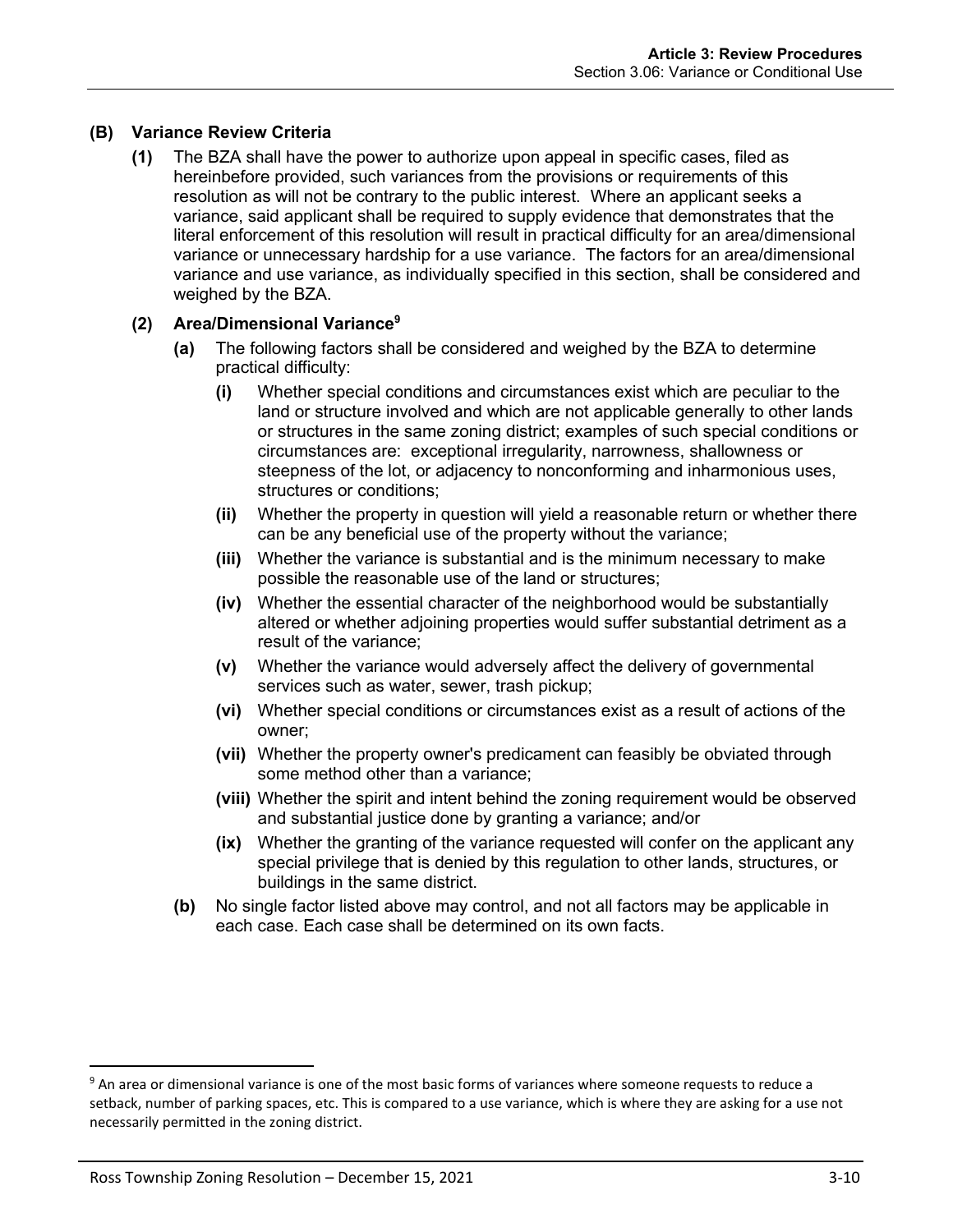### (B) Variance Review Criteria

**(1)** The BZA shall have the power to authorize upon appeal in specific cases, filed as hereinbefore provided, such variances from the provisions or requirements of this resolution as will not be contrary to the public interest. Where an applicant seeks a variance, said applicant shall be required to supply evidence that demonstrates that the literal enforcement of this resolution will result in practical difficulty for an area/dimensional variance or unnecessary hardship for a use variance. The factors for an area/dimensional variance and use variance, as individually specified in this section, shall be considered and weighed by the BZA.

**(2) Area/Dimensional Variance**[9]

**(a)** The following factors shall be considered and weighed by the BZA to determine practical difficulty:

**(i)** Whether special conditions and circumstances exist which are peculiar to the land or structure involved and which are not applicable generally to other lands or structures in the same zoning district; examples of such special conditions or circumstances are: exceptional irregularity, narrowness, shallowness or steepness of the lot, or adjacency to nonconforming and inharmonious uses, structures or conditions;

**(ii)** Whether the property in question will yield a reasonable return or whether there can be any beneficial use of the property without the variance;

**(iii)** Whether the variance is substantial and is the minimum necessary to make possible the reasonable use of the land or structures;

**(iv)** Whether the essential character of the neighborhood would be substantially altered or whether adjoining properties would suffer substantial detriment as a result of the variance;

**(v)** Whether the variance would adversely affect the delivery of governmental services such as water, sewer, trash pickup;

**(vi)** Whether special conditions or circumstances exist as a result of actions of the owner;

**(vii)** Whether the property owner's predicament can feasibly be obviated through some method other than a variance;

**(viii)** Whether the spirit and intent behind the zoning requirement would be observed and substantial justice done by granting a variance; and/or

**(ix)** Whether the granting of the variance requested will confer on the applicant any special privilege that is denied by this regulation to other lands, structures, or buildings in the same district.

**(b)** No single factor listed above may control, and not all factors may be applicable in each case. Each case shall be determined on its own facts.

---

[9] An area or dimensional variance is one of the most basic forms of variances where someone requests to reduce a setback, number of parking spaces, etc. This is compared to a use variance, which is where they are asking for a use not necessarily permitted in the zoning district.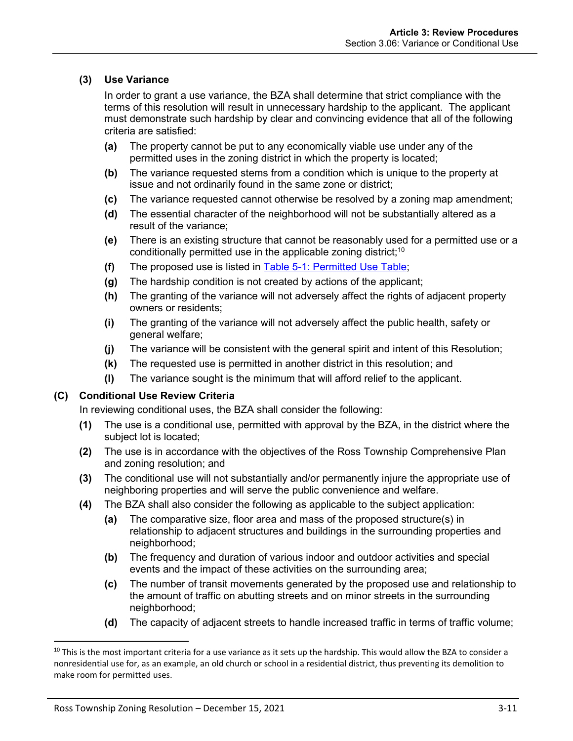**(3) Use Variance**

In order to grant a use variance, the BZA shall determine that strict compliance with the terms of this resolution will result in unnecessary hardship to the applicant. The applicant must demonstrate such hardship by clear and convincing evidence that all of the following criteria are satisfied:

- **(a)** The property cannot be put to any economically viable use under any of the permitted uses in the zoning district in which the property is located;
- **(b)** The variance requested stems from a condition which is unique to the property at issue and not ordinarily found in the same zone or district;
- **(c)** The variance requested cannot otherwise be resolved by a zoning map amendment;
- **(d)** The essential character of the neighborhood will not be substantially altered as a result of the variance;
- **(e)** There is an existing structure that cannot be reasonably used for a permitted use or a conditionally permitted use in the applicable zoning district;[10]
- **(f)** The proposed use is listed in Table 5-1: Permitted Use Table;
- **(g)** The hardship condition is not created by actions of the applicant;
- **(h)** The granting of the variance will not adversely affect the rights of adjacent property owners or residents;
- **(i)** The granting of the variance will not adversely affect the public health, safety or general welfare;
- **(j)** The variance will be consistent with the general spirit and intent of this Resolution;
- **(k)** The requested use is permitted in another district in this resolution; and
- **(l)** The variance sought is the minimum that will afford relief to the applicant.

**(C) Conditional Use Review Criteria**

In reviewing conditional uses, the BZA shall consider the following:

- **(1)** The use is a conditional use, permitted with approval by the BZA, in the district where the subject lot is located;
- **(2)** The use is in accordance with the objectives of the Ross Township Comprehensive Plan and zoning resolution; and
- **(3)** The conditional use will not substantially and/or permanently injure the appropriate use of neighboring properties and will serve the public convenience and welfare.
- **(4)** The BZA shall also consider the following as applicable to the subject application:
  - **(a)** The comparative size, floor area and mass of the proposed structure(s) in relationship to adjacent structures and buildings in the surrounding properties and neighborhood;
  - **(b)** The frequency and duration of various indoor and outdoor activities and special events and the impact of these activities on the surrounding area;
  - **(c)** The number of transit movements generated by the proposed use and relationship to the amount of traffic on abutting streets and on minor streets in the surrounding neighborhood;
  - **(d)** The capacity of adjacent streets to handle increased traffic in terms of traffic volume;

---

[10] This is the most important criteria for a use variance as it sets up the hardship. This would allow the BZA to consider a nonresidential use for, as an example, an old church or school in a residential district, thus preventing its demolition to make room for permitted uses.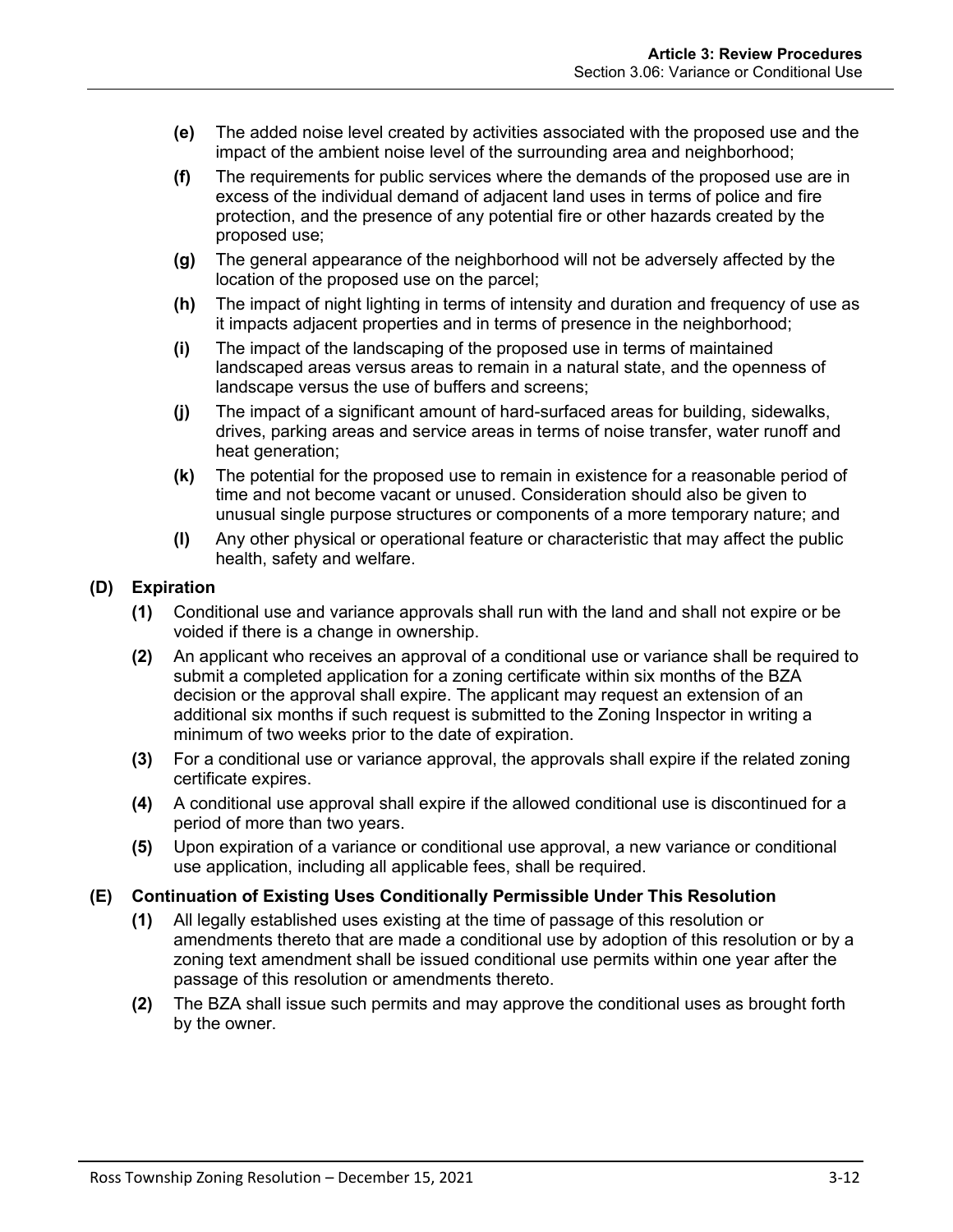- **(e)** The added noise level created by activities associated with the proposed use and the impact of the ambient noise level of the surrounding area and neighborhood;
- **(f)** The requirements for public services where the demands of the proposed use are in excess of the individual demand of adjacent land uses in terms of police and fire protection, and the presence of any potential fire or other hazards created by the proposed use;
- **(g)** The general appearance of the neighborhood will not be adversely affected by the location of the proposed use on the parcel;
- **(h)** The impact of night lighting in terms of intensity and duration and frequency of use as it impacts adjacent properties and in terms of presence in the neighborhood;
- **(i)** The impact of the landscaping of the proposed use in terms of maintained landscaped areas versus areas to remain in a natural state, and the openness of landscape versus the use of buffers and screens;
- **(j)** The impact of a significant amount of hard-surfaced areas for building, sidewalks, drives, parking areas and service areas in terms of noise transfer, water runoff and heat generation;
- **(k)** The potential for the proposed use to remain in existence for a reasonable period of time and not become vacant or unused. Consideration should also be given to unusual single purpose structures or components of a more temporary nature; and
- **(l)** Any other physical or operational feature or characteristic that may affect the public health, safety and welfare.

### (D) Expiration

- **(1)** Conditional use and variance approvals shall run with the land and shall not expire or be voided if there is a change in ownership.
- **(2)** An applicant who receives an approval of a conditional use or variance shall be required to submit a completed application for a zoning certificate within six months of the BZA decision or the approval shall expire. The applicant may request an extension of an additional six months if such request is submitted to the Zoning Inspector in writing a minimum of two weeks prior to the date of expiration.
- **(3)** For a conditional use or variance approval, the approvals shall expire if the related zoning certificate expires.
- **(4)** A conditional use approval shall expire if the allowed conditional use is discontinued for a period of more than two years.
- **(5)** Upon expiration of a variance or conditional use approval, a new variance or conditional use application, including all applicable fees, shall be required.

### (E) Continuation of Existing Uses Conditionally Permissible Under This Resolution

- **(1)** All legally established uses existing at the time of passage of this resolution or amendments thereto that are made a conditional use by adoption of this resolution or by a zoning text amendment shall be issued conditional use permits within one year after the passage of this resolution or amendments thereto.
- **(2)** The BZA shall issue such permits and may approve the conditional uses as brought forth by the owner.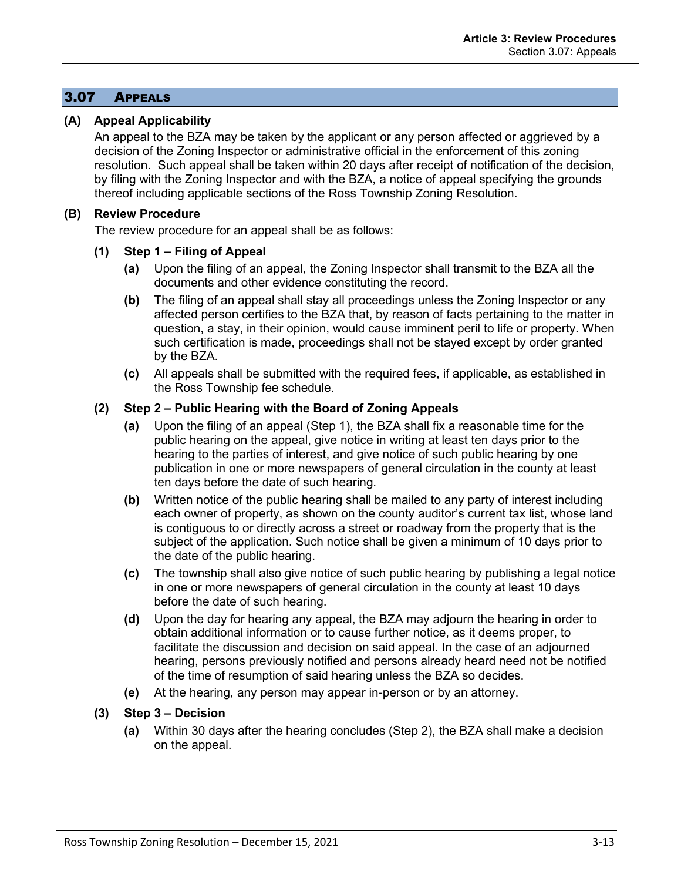## 3.07 APPEALS

**(A) Appeal Applicability**

An appeal to the BZA may be taken by the applicant or any person affected or aggrieved by a decision of the Zoning Inspector or administrative official in the enforcement of this zoning resolution. Such appeal shall be taken within 20 days after receipt of notification of the decision, by filing with the Zoning Inspector and with the BZA, a notice of appeal specifying the grounds thereof including applicable sections of the Ross Township Zoning Resolution.

**(B) Review Procedure**

The review procedure for an appeal shall be as follows:

**(1) Step 1 – Filing of Appeal**

**(a)** Upon the filing of an appeal, the Zoning Inspector shall transmit to the BZA all the documents and other evidence constituting the record.

**(b)** The filing of an appeal shall stay all proceedings unless the Zoning Inspector or any affected person certifies to the BZA that, by reason of facts pertaining to the matter in question, a stay, in their opinion, would cause imminent peril to life or property. When such certification is made, proceedings shall not be stayed except by order granted by the BZA.

**(c)** All appeals shall be submitted with the required fees, if applicable, as established in the Ross Township fee schedule.

**(2) Step 2 – Public Hearing with the Board of Zoning Appeals**

**(a)** Upon the filing of an appeal (Step 1), the BZA shall fix a reasonable time for the public hearing on the appeal, give notice in writing at least ten days prior to the hearing to the parties of interest, and give notice of such public hearing by one publication in one or more newspapers of general circulation in the county at least ten days before the date of such hearing.

**(b)** Written notice of the public hearing shall be mailed to any party of interest including each owner of property, as shown on the county auditor's current tax list, whose land is contiguous to or directly across a street or roadway from the property that is the subject of the application. Such notice shall be given a minimum of 10 days prior to the date of the public hearing.

**(c)** The township shall also give notice of such public hearing by publishing a legal notice in one or more newspapers of general circulation in the county at least 10 days before the date of such hearing.

**(d)** Upon the day for hearing any appeal, the BZA may adjourn the hearing in order to obtain additional information or to cause further notice, as it deems proper, to facilitate the discussion and decision on said appeal. In the case of an adjourned hearing, persons previously notified and persons already heard need not be notified of the time of resumption of said hearing unless the BZA so decides.

**(e)** At the hearing, any person may appear in-person or by an attorney.

**(3) Step 3 – Decision**

**(a)** Within 30 days after the hearing concludes (Step 2), the BZA shall make a decision on the appeal.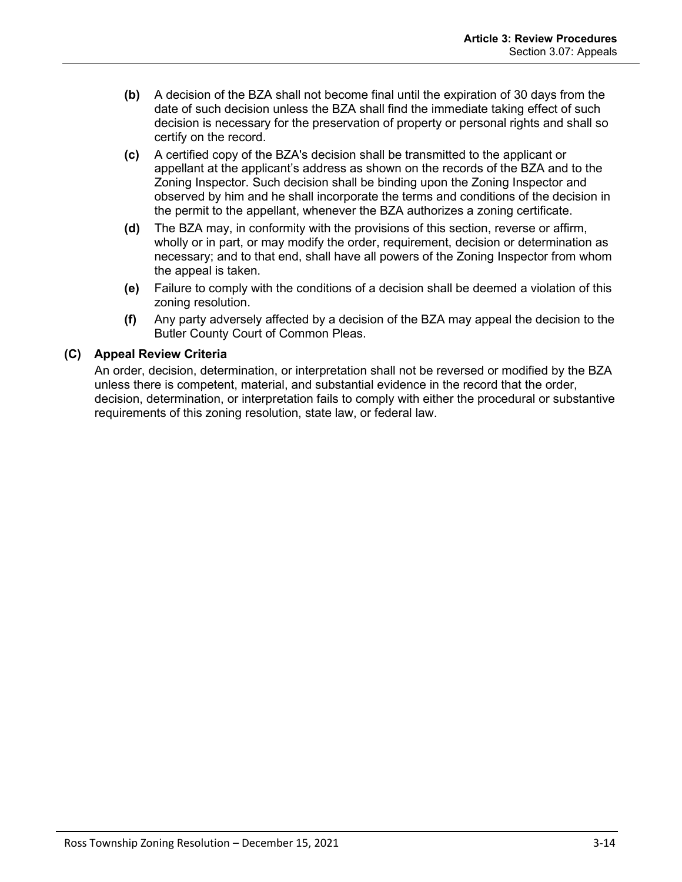- **(b)** A decision of the BZA shall not become final until the expiration of 30 days from the date of such decision unless the BZA shall find the immediate taking effect of such decision is necessary for the preservation of property or personal rights and shall so certify on the record.
- **(c)** A certified copy of the BZA's decision shall be transmitted to the applicant or appellant at the applicant's address as shown on the records of the BZA and to the Zoning Inspector. Such decision shall be binding upon the Zoning Inspector and observed by him and he shall incorporate the terms and conditions of the decision in the permit to the appellant, whenever the BZA authorizes a zoning certificate.
- **(d)** The BZA may, in conformity with the provisions of this section, reverse or affirm, wholly or in part, or may modify the order, requirement, decision or determination as necessary; and to that end, shall have all powers of the Zoning Inspector from whom the appeal is taken.
- **(e)** Failure to comply with the conditions of a decision shall be deemed a violation of this zoning resolution.
- **(f)** Any party adversely affected by a decision of the BZA may appeal the decision to the Butler County Court of Common Pleas.

### (C) Appeal Review Criteria

An order, decision, determination, or interpretation shall not be reversed or modified by the BZA unless there is competent, material, and substantial evidence in the record that the order, decision, determination, or interpretation fails to comply with either the procedural or substantive requirements of this zoning resolution, state law, or federal law.